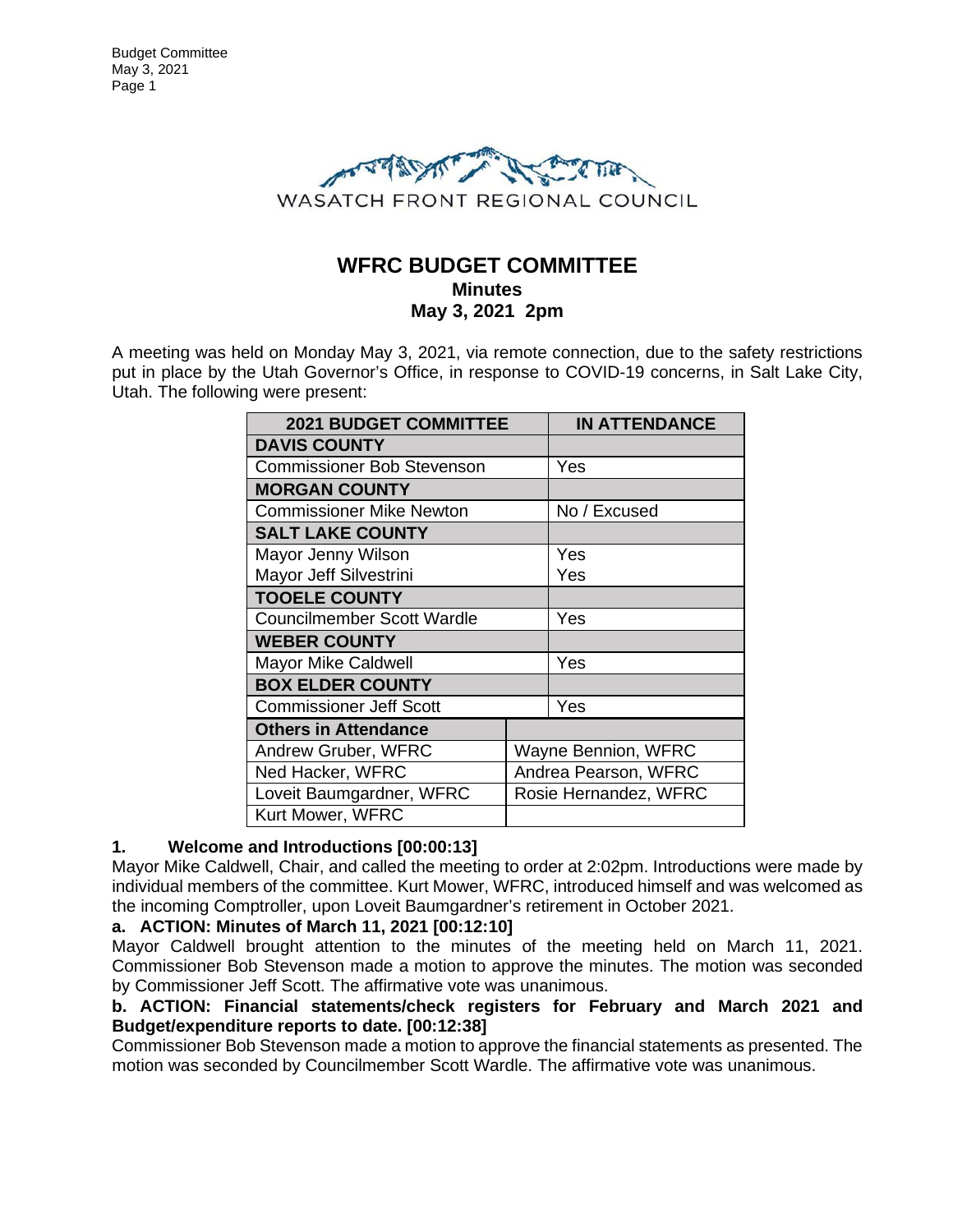WASATCH FRONT REGIONAL COUNCIL

# WFRC BUDGET COMMITTEE

**Minutes**

**May 3, 2021 2pm**

A meeting was held on Monday May 3, 2021, via remote connection, due to the safety restrictions put in place by the Utah Governor's Office, in response to COVID-19 concerns, in Salt Lake City, Utah. The following were present:

| 2021 BUDGET COMMITTEE | IN ATTENDANCE |
|---|---|
| **DAVIS COUNTY** | |
| Commissioner Bob Stevenson | Yes |
| **MORGAN COUNTY** | |
| Commissioner Mike Newton | No / Excused |
| **SALT LAKE COUNTY** | |
| Mayor Jenny Wilson | Yes |
| Mayor Jeff Silvestrini | Yes |
| **TOOELE COUNTY** | |
| Councilmember Scott Wardle | Yes |
| **WEBER COUNTY** | |
| Mayor Mike Caldwell | Yes |
| **BOX ELDER COUNTY** | |
| Commissioner Jeff Scott | Yes |
| **Others in Attendance** | |
| Andrew Gruber, WFRC | Wayne Bennion, WFRC |
| Ned Hacker, WFRC | Andrea Pearson, WFRC |
| Loveit Baumgardner, WFRC | Rosie Hernandez, WFRC |
| Kurt Mower, WFRC | |

**1. Welcome and Introductions [00:00:13]**

Mayor Mike Caldwell, Chair, and called the meeting to order at 2:02pm. Introductions were made by individual members of the committee. Kurt Mower, WFRC, introduced himself and was welcomed as the incoming Comptroller, upon Loveit Baumgardner's retirement in October 2021.

**a. ACTION: Minutes of March 11, 2021 [00:12:10]**

Mayor Caldwell brought attention to the minutes of the meeting held on March 11, 2021. Commissioner Bob Stevenson made a motion to approve the minutes. The motion was seconded by Commissioner Jeff Scott. The affirmative vote was unanimous.

**b. ACTION: Financial statements/check registers for February and March 2021 and Budget/expenditure reports to date. [00:12:38]**

Commissioner Bob Stevenson made a motion to approve the financial statements as presented. The motion was seconded by Councilmember Scott Wardle. The affirmative vote was unanimous.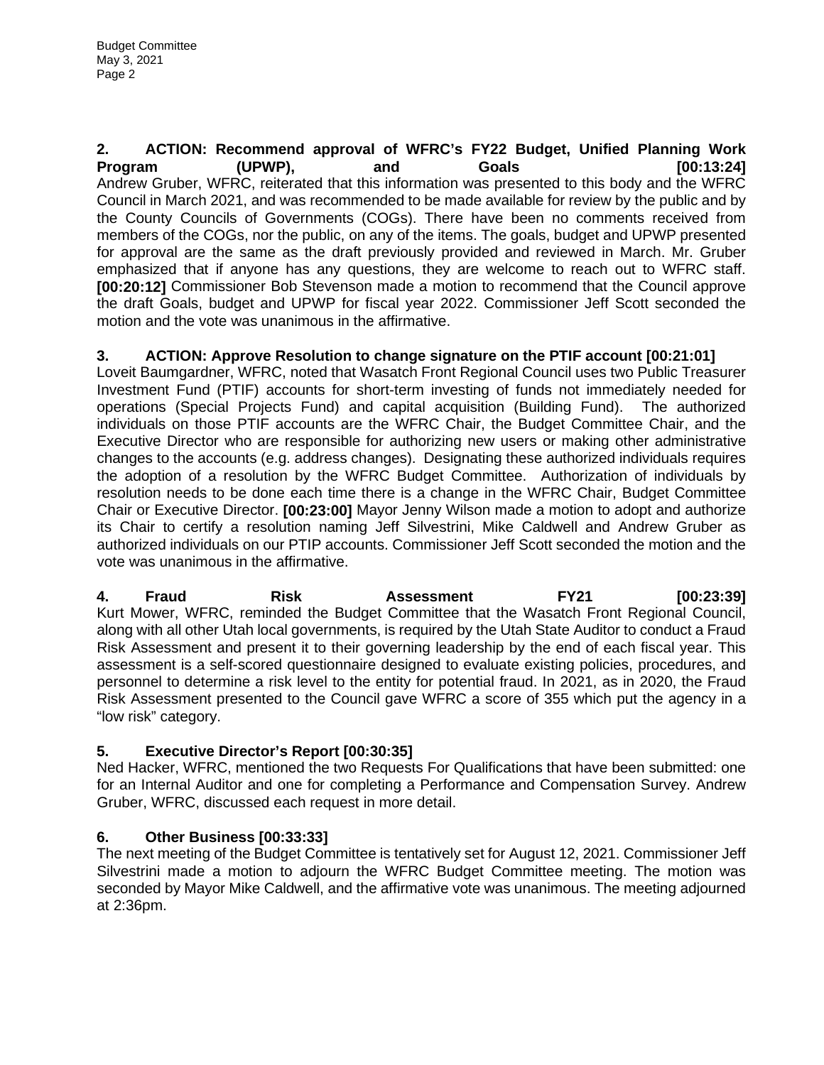**2. ACTION: Recommend approval of WFRC's FY22 Budget, Unified Planning Work Program (UPWP), and Goals [00:13:24]**
Andrew Gruber, WFRC, reiterated that this information was presented to this body and the WFRC Council in March 2021, and was recommended to be made available for review by the public and by the County Councils of Governments (COGs). There have been no comments received from members of the COGs, nor the public, on any of the items. The goals, budget and UPWP presented for approval are the same as the draft previously provided and reviewed in March. Mr. Gruber emphasized that if anyone has any questions, they are welcome to reach out to WFRC staff. **[00:20:12]** Commissioner Bob Stevenson made a motion to recommend that the Council approve the draft Goals, budget and UPWP for fiscal year 2022. Commissioner Jeff Scott seconded the motion and the vote was unanimous in the affirmative.

**3. ACTION: Approve Resolution to change signature on the PTIF account [00:21:01]**
Loveit Baumgardner, WFRC, noted that Wasatch Front Regional Council uses two Public Treasurer Investment Fund (PTIF) accounts for short-term investing of funds not immediately needed for operations (Special Projects Fund) and capital acquisition (Building Fund). The authorized individuals on those PTIF accounts are the WFRC Chair, the Budget Committee Chair, and the Executive Director who are responsible for authorizing new users or making other administrative changes to the accounts (e.g. address changes). Designating these authorized individuals requires the adoption of a resolution by the WFRC Budget Committee. Authorization of individuals by resolution needs to be done each time there is a change in the WFRC Chair, Budget Committee Chair or Executive Director. **[00:23:00]** Mayor Jenny Wilson made a motion to adopt and authorize its Chair to certify a resolution naming Jeff Silvestrini, Mike Caldwell and Andrew Gruber as authorized individuals on our PTIP accounts. Commissioner Jeff Scott seconded the motion and the vote was unanimous in the affirmative.

**4. Fraud Risk Assessment FY21 [00:23:39]**
Kurt Mower, WFRC, reminded the Budget Committee that the Wasatch Front Regional Council, along with all other Utah local governments, is required by the Utah State Auditor to conduct a Fraud Risk Assessment and present it to their governing leadership by the end of each fiscal year. This assessment is a self-scored questionnaire designed to evaluate existing policies, procedures, and personnel to determine a risk level to the entity for potential fraud. In 2021, as in 2020, the Fraud Risk Assessment presented to the Council gave WFRC a score of 355 which put the agency in a "low risk" category.

**5. Executive Director's Report [00:30:35]**
Ned Hacker, WFRC, mentioned the two Requests For Qualifications that have been submitted: one for an Internal Auditor and one for completing a Performance and Compensation Survey. Andrew Gruber, WFRC, discussed each request in more detail.

**6. Other Business [00:33:33]**
The next meeting of the Budget Committee is tentatively set for August 12, 2021. Commissioner Jeff Silvestrini made a motion to adjourn the WFRC Budget Committee meeting. The motion was seconded by Mayor Mike Caldwell, and the affirmative vote was unanimous. The meeting adjourned at 2:36pm.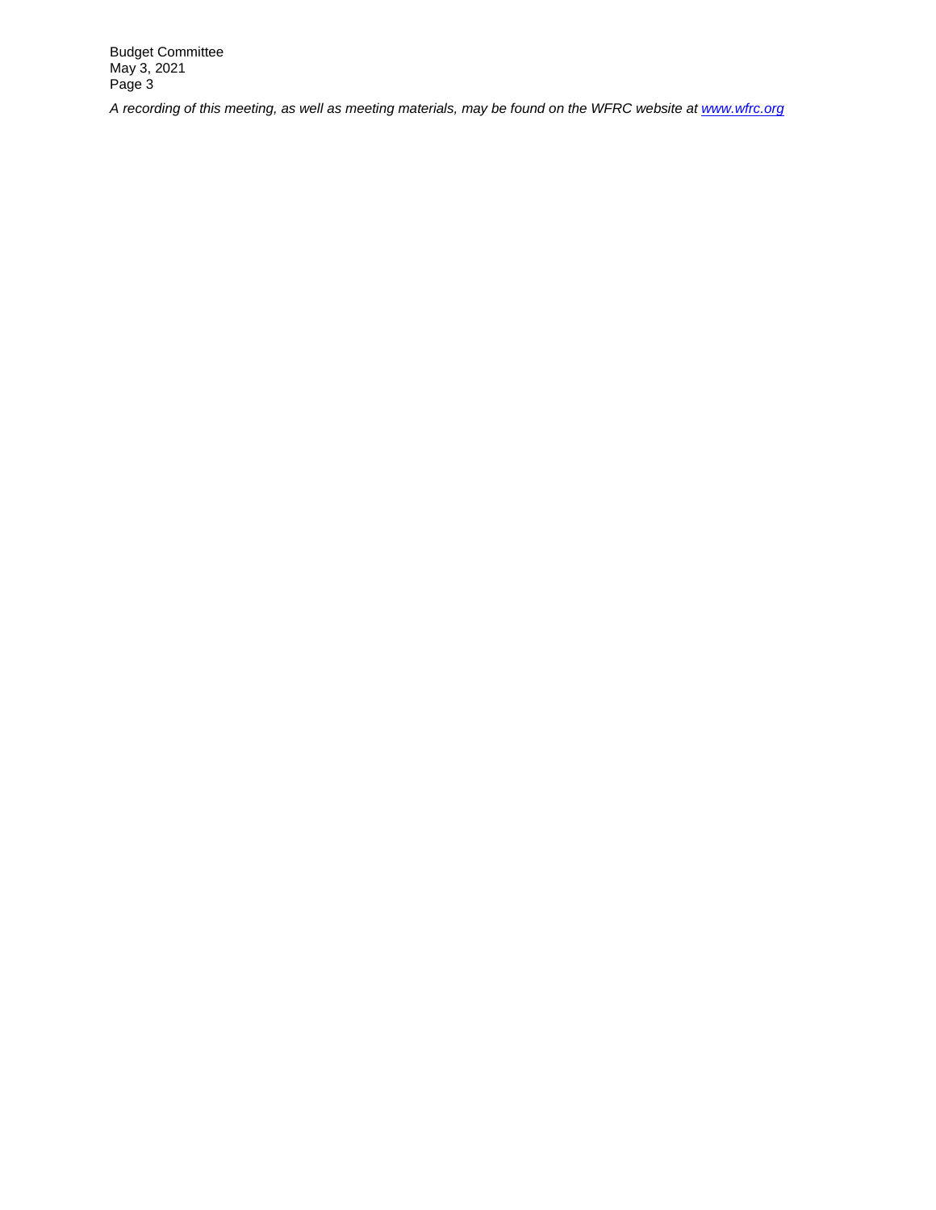*A recording of this meeting, as well as meeting materials, may be found on the WFRC website at [www.wfrc.org](http://www.wfrc.org)*